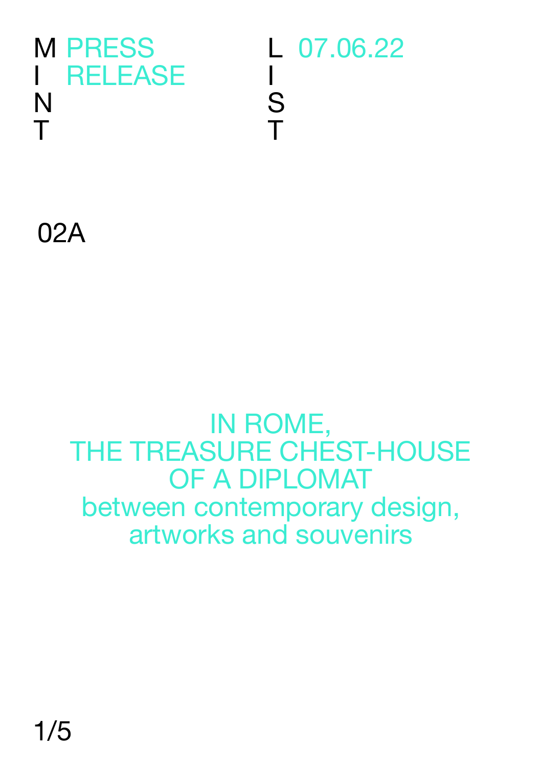M I N T PRESS RELEASE

L I S T 07.06.22

02A

# IN ROME, THE TREASURE CHEST-HOUSE OF A DIPLOMAT

## between contemporary design, artworks and souvenirs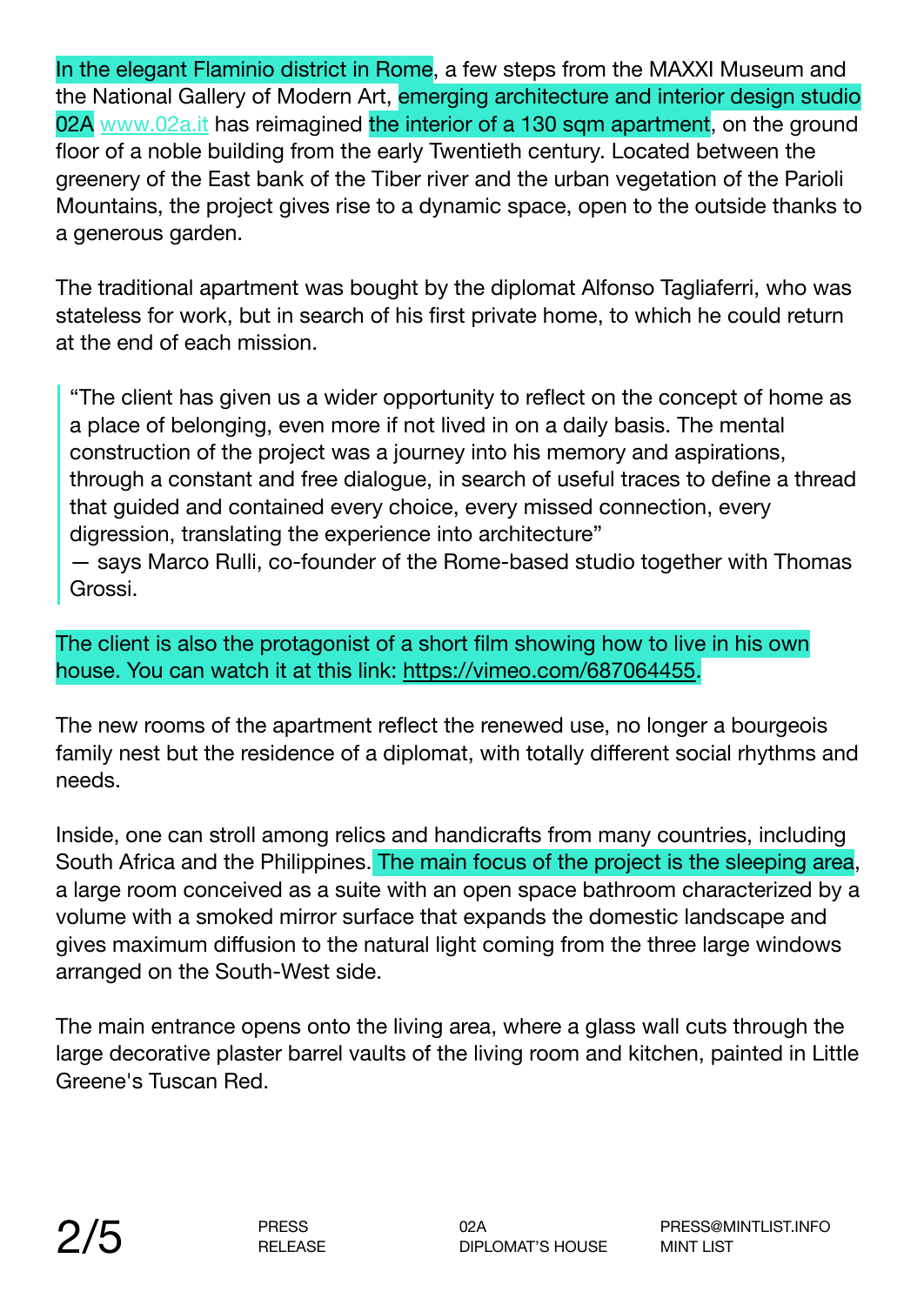In the elegant Flaminio district in Rome, a few steps from the MAXXI Museum and the National Gallery of Modern Art, emerging architecture and interior design studio 02A www.02a.it has reimagined the interior of a 130 sqm apartment, on the ground floor of a noble building from the early Twentieth century. Located between the greenery of the East bank of the Tiber river and the urban vegetation of the Parioli Mountains, the project gives rise to a dynamic space, open to the outside thanks to a generous garden.

The traditional apartment was bought by the diplomat Alfonso Tagliaferri, who was stateless for work, but in search of his first private home, to which he could return at the end of each mission.

> “The client has given us a wider opportunity to reflect on the concept of home as a place of belonging, even more if not lived in on a daily basis. The mental construction of the project was a journey into his memory and aspirations, through a constant and free dialogue, in search of useful traces to define a thread that guided and contained every choice, every missed connection, every digression, translating the experience into architecture”
> — says Marco Rulli, co-founder of the Rome-based studio together with Thomas Grossi.

The client is also the protagonist of a short film showing how to live in his own house. You can watch it at this link: https://vimeo.com/687064455.

The new rooms of the apartment reflect the renewed use, no longer a bourgeois family nest but the residence of a diplomat, with totally different social rhythms and needs.

Inside, one can stroll among relics and handicrafts from many countries, including South Africa and the Philippines. The main focus of the project is the sleeping area, a large room conceived as a suite with an open space bathroom characterized by a volume with a smoked mirror surface that expands the domestic landscape and gives maximum diffusion to the natural light coming from the three large windows arranged on the South-West side.

The main entrance opens onto the living area, where a glass wall cuts through the large decorative plaster barrel vaults of the living room and kitchen, painted in Little Greene's Tuscan Red.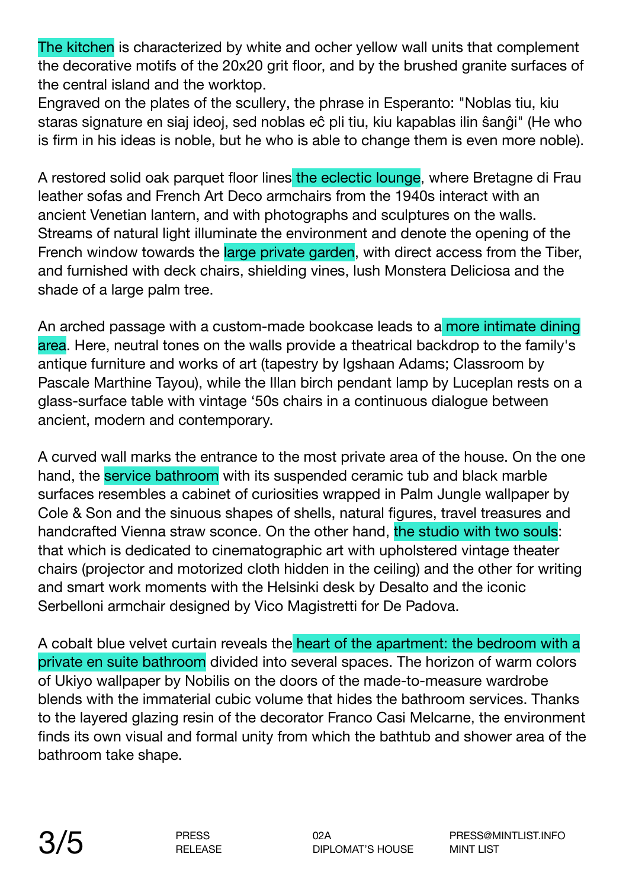The kitchen is characterized by white and ocher yellow wall units that complement the decorative motifs of the 20x20 grit floor, and by the brushed granite surfaces of the central island and the worktop.
Engraved on the plates of the scullery, the phrase in Esperanto: "Noblas tiu, kiu staras signature en siaj ideoj, sed noblas eĉ pli tiu, kiu kapablas ilin ŝanĝi" (He who is firm in his ideas is noble, but he who is able to change them is even more noble).

A restored solid oak parquet floor lines the eclectic lounge, where Bretagne di Frau leather sofas and French Art Deco armchairs from the 1940s interact with an ancient Venetian lantern, and with photographs and sculptures on the walls. Streams of natural light illuminate the environment and denote the opening of the French window towards the large private garden, with direct access from the Tiber, and furnished with deck chairs, shielding vines, lush Monstera Deliciosa and the shade of a large palm tree.

An arched passage with a custom-made bookcase leads to a more intimate dining area. Here, neutral tones on the walls provide a theatrical backdrop to the family's antique furniture and works of art (tapestry by Igshaan Adams; Classroom by Pascale Marthine Tayou), while the Illan birch pendant lamp by Luceplan rests on a glass-surface table with vintage '50s chairs in a continuous dialogue between ancient, modern and contemporary.

A curved wall marks the entrance to the most private area of the house. On the one hand, the service bathroom with its suspended ceramic tub and black marble surfaces resembles a cabinet of curiosities wrapped in Palm Jungle wallpaper by Cole & Son and the sinuous shapes of shells, natural figures, travel treasures and handcrafted Vienna straw sconce. On the other hand, the studio with two souls: that which is dedicated to cinematographic art with upholstered vintage theater chairs (projector and motorized cloth hidden in the ceiling) and the other for writing and smart work moments with the Helsinki desk by Desalto and the iconic Serbelloni armchair designed by Vico Magistretti for De Padova.

A cobalt blue velvet curtain reveals the heart of the apartment: the bedroom with a private en suite bathroom divided into several spaces. The horizon of warm colors of Ukiyo wallpaper by Nobilis on the doors of the made-to-measure wardrobe blends with the immaterial cubic volume that hides the bathroom services. Thanks to the layered glazing resin of the decorator Franco Casi Melcarne, the environment finds its own visual and formal unity from which the bathtub and shower area of the bathroom take shape.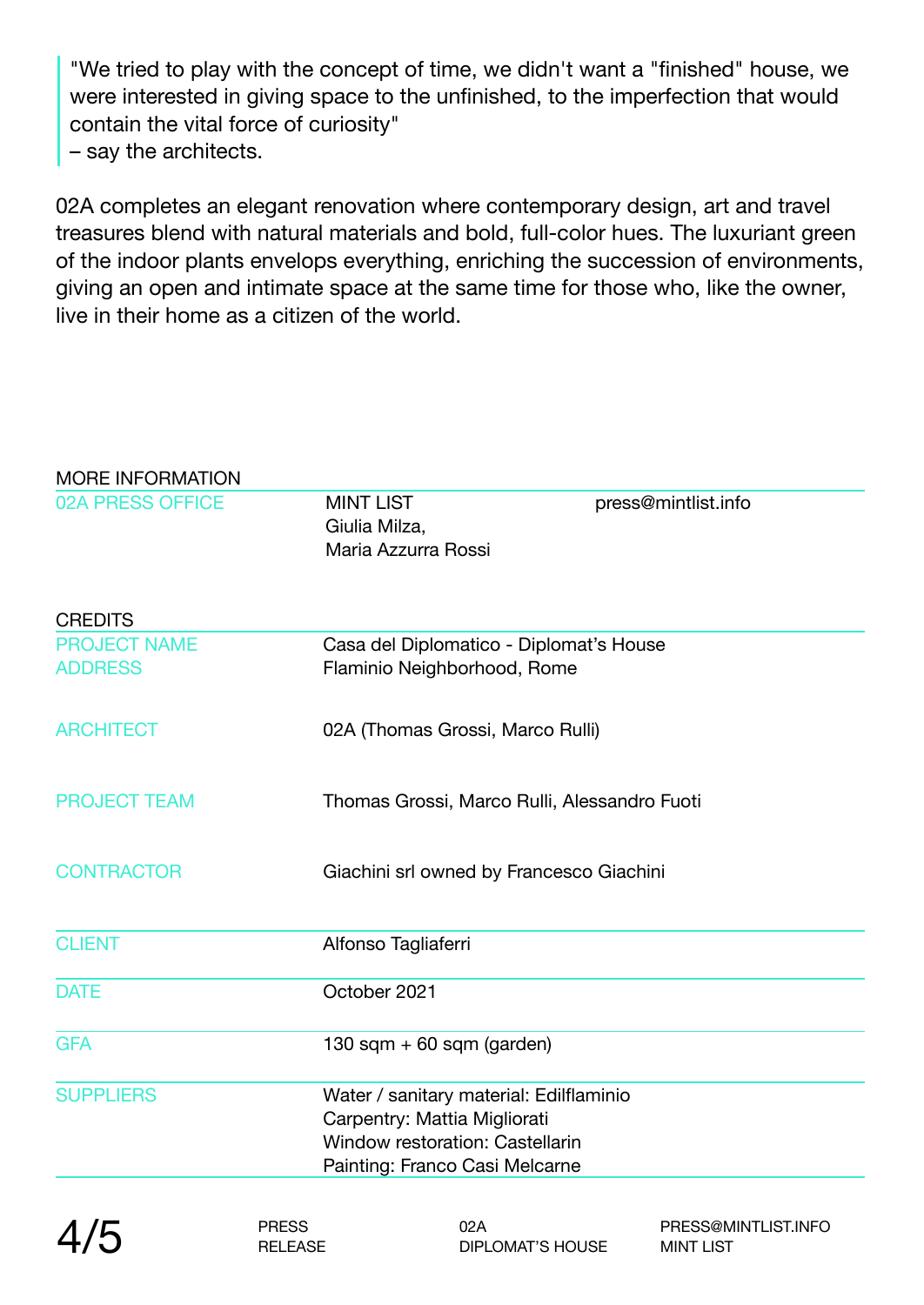> "We tried to play with the concept of time, we didn't want a "finished" house, we were interested in giving space to the unfinished, to the imperfection that would contain the vital force of curiosity"
> – say the architects.

02A completes an elegant renovation where contemporary design, art and travel treasures blend with natural materials and bold, full-color hues. The luxuriant green of the indoor plants envelops everything, enriching the succession of environments, giving an open and intimate space at the same time for those who, like the owner, live in their home as a citizen of the world.

## MORE INFORMATION

| | | |
|---|---|---|
| 02A PRESS OFFICE | MINT LIST<br>Giulia Milza,<br>Maria Azzurra Rossi | press@mintlist.info |

## CREDITS

| | |
|---|---|
| PROJECT NAME | Casa del Diplomatico - Diplomat's House |
| ADDRESS | Flaminio Neighborhood, Rome |
| ARCHITECT | 02A (Thomas Grossi, Marco Rulli) |
| PROJECT TEAM | Thomas Grossi, Marco Rulli, Alessandro Fuoti |
| CONTRACTOR | Giachini srl owned by Francesco Giachini |
| CLIENT | Alfonso Tagliaferri |
| DATE | October 2021 |
| GFA | 130 sqm + 60 sqm (garden) |
| SUPPLIERS | Water / sanitary material: Edilflaminio<br>Carpentry: Mattia Migliorati<br>Window restoration: Castellarin<br>Painting: Franco Casi Melcarne |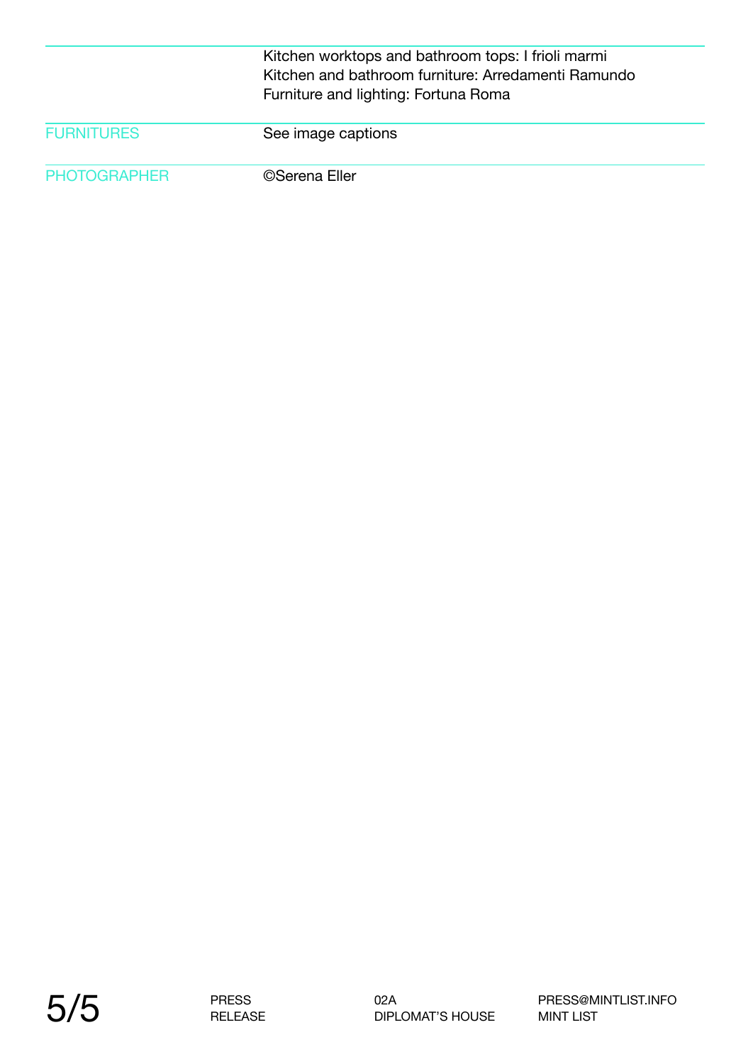| | |
|---|---|
| | Kitchen worktops and bathroom tops: I frioli marmi<br>Kitchen and bathroom furniture: Arredamenti Ramundo<br>Furniture and lighting: Fortuna Roma |
| FURNITURES | See image captions |
| PHOTOGRAPHER | ©Serena Eller |